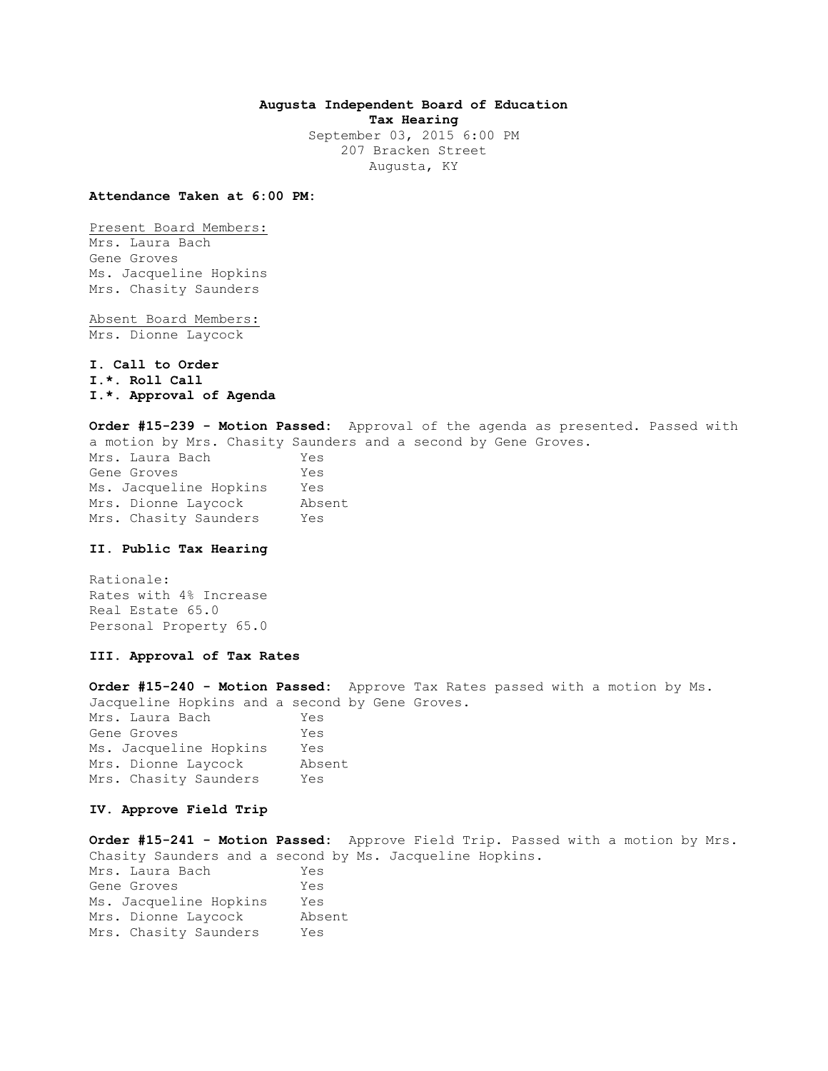**Augusta Independent Board of Education**
**Tax Hearing**
September 03, 2015 6:00 PM
207 Bracken Street
Augusta, KY

**Attendance Taken at 6:00 PM:**

Present Board Members:
Mrs. Laura Bach
Gene Groves
Ms. Jacqueline Hopkins
Mrs. Chasity Saunders

Absent Board Members:
Mrs. Dionne Laycock

**I. Call to Order**
**I.*. Roll Call**
**I.*. Approval of Agenda**

**Order #15-239 - Motion Passed:** Approval of the agenda as presented. Passed with a motion by Mrs. Chasity Saunders and a second by Gene Groves.

| | |
|---|---|
| Mrs. Laura Bach | Yes |
| Gene Groves | Yes |
| Ms. Jacqueline Hopkins | Yes |
| Mrs. Dionne Laycock | Absent |
| Mrs. Chasity Saunders | Yes |

**II. Public Tax Hearing**

Rationale:
Rates with 4% Increase
Real Estate 65.0
Personal Property 65.0

**III. Approval of Tax Rates**

**Order #15-240 - Motion Passed:** Approve Tax Rates passed with a motion by Ms. Jacqueline Hopkins and a second by Gene Groves.

| | |
|---|---|
| Mrs. Laura Bach | Yes |
| Gene Groves | Yes |
| Ms. Jacqueline Hopkins | Yes |
| Mrs. Dionne Laycock | Absent |
| Mrs. Chasity Saunders | Yes |

**IV. Approve Field Trip**

**Order #15-241 - Motion Passed:** Approve Field Trip. Passed with a motion by Mrs. Chasity Saunders and a second by Ms. Jacqueline Hopkins.

| | |
|---|---|
| Mrs. Laura Bach | Yes |
| Gene Groves | Yes |
| Ms. Jacqueline Hopkins | Yes |
| Mrs. Dionne Laycock | Absent |
| Mrs. Chasity Saunders | Yes |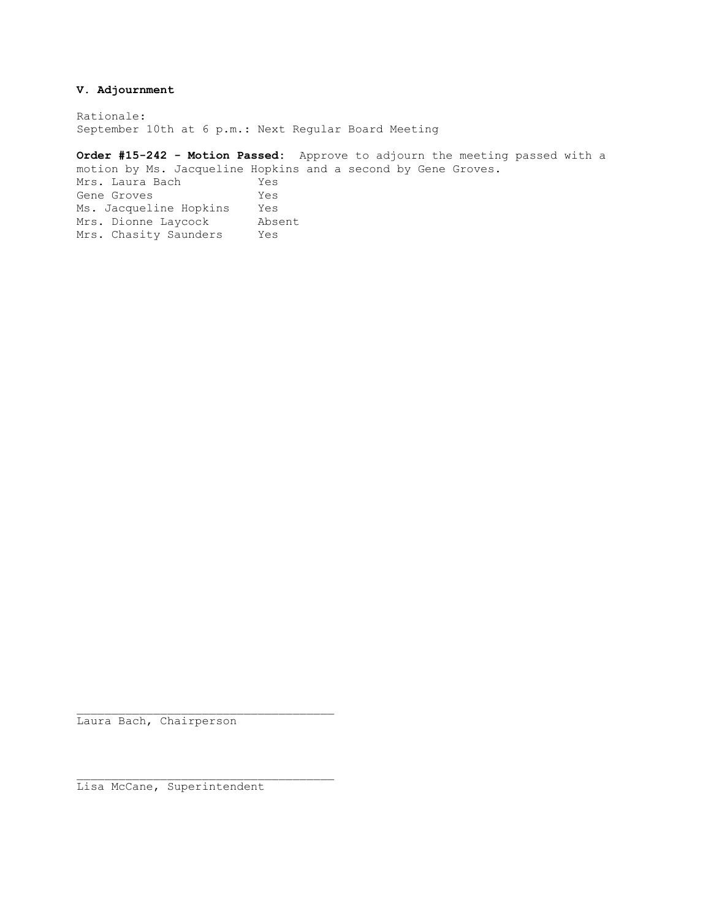### V. Adjournment

Rationale:
September 10th at 6 p.m.: Next Regular Board Meeting

**Order #15-242 - Motion Passed:** Approve to adjourn the meeting passed with a motion by Ms. Jacqueline Hopkins and a second by Gene Groves.

| | |
|---|---|
| Mrs. Laura Bach | Yes |
| Gene Groves | Yes |
| Ms. Jacqueline Hopkins | Yes |
| Mrs. Dionne Laycock | Absent |
| Mrs. Chasity Saunders | Yes |

_____________________________________
Laura Bach, Chairperson

_____________________________________
Lisa McCane, Superintendent